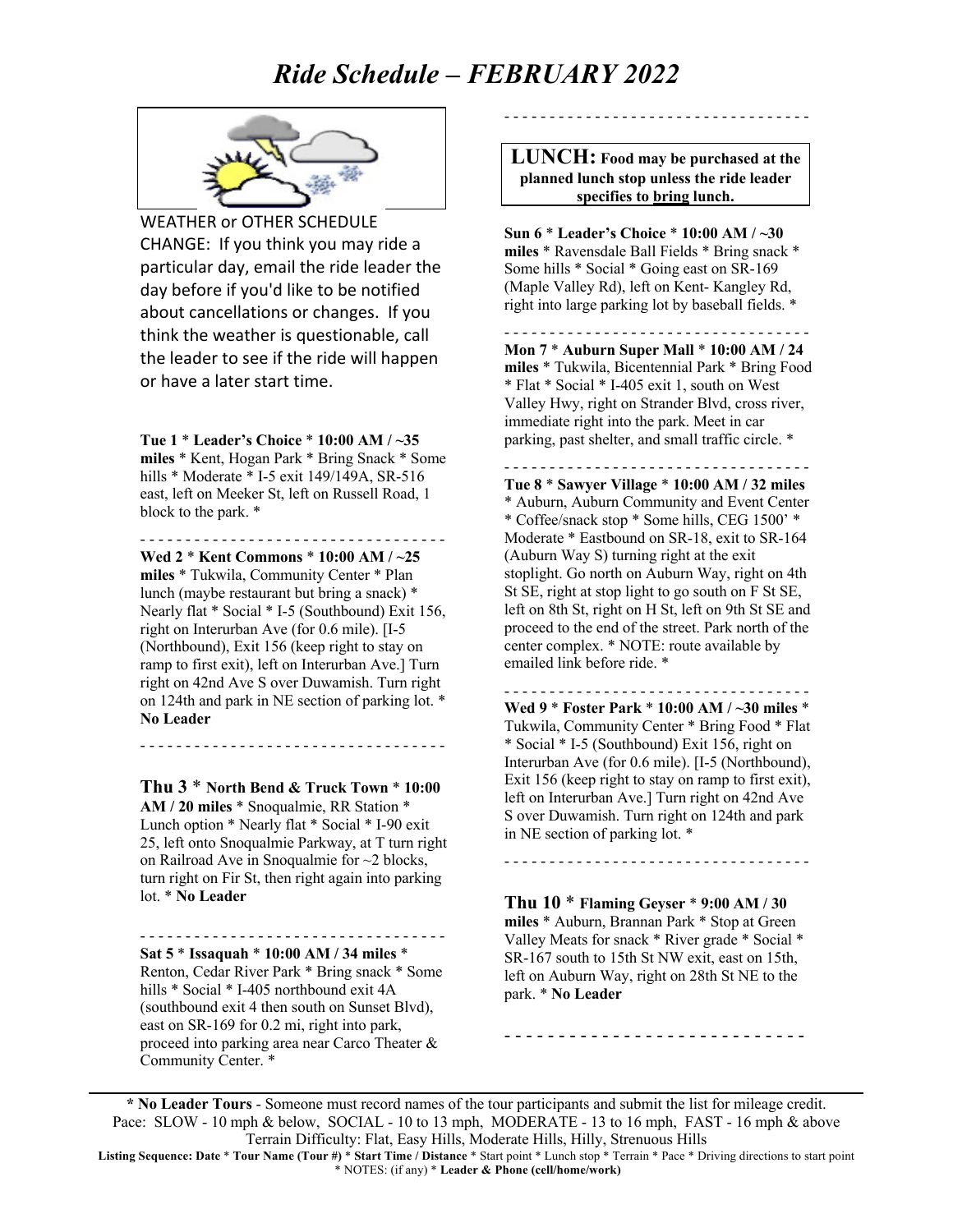// Ride Schedule – FEBRUARY 2022

# *Ride Schedule – FEBRUARY 2022*

WEATHER or OTHER SCHEDULE CHANGE: If you think you may ride a particular day, email the ride leader the day before if you'd like to be notified about cancellations or changes. If you think the weather is questionable, call the leader to see if the ride will happen or have a later start time.

**Tue 1** * **Leader's Choice** * **10:00 AM / ~35 miles** * Kent, Hogan Park * Bring Snack * Some hills * Moderate * I-5 exit 149/149A, SR-516 east, left on Meeker St, left on Russell Road, 1 block to the park. *

- - - - - - - - - - - - - - - - - - - - - - - - - - - - - - - - -

**Wed 2** * **Kent Commons** * **10:00 AM / ~25 miles** * Tukwila, Community Center * Plan lunch (maybe restaurant but bring a snack) * Nearly flat * Social * I-5 (Southbound) Exit 156, right on Interurban Ave (for 0.6 mile). [I-5 (Northbound), Exit 156 (keep right to stay on ramp to first exit), left on Interurban Ave.] Turn right on 42nd Ave S over Duwamish. Turn right on 124th and park in NE section of parking lot. * **No Leader**

- - - - - - - - - - - - - - - - - - - - - - - - - - - - - - - - -

**Thu 3** * **North Bend & Truck Town** * **10:00 AM / 20 miles** * Snoqualmie, RR Station * Lunch option * Nearly flat * Social * I-90 exit 25, left onto Snoqualmie Parkway, at T turn right on Railroad Ave in Snoqualmie for ~2 blocks, turn right on Fir St, then right again into parking lot. * **No Leader**

- - - - - - - - - - - - - - - - - - - - - - - - - - - - - - - - -

**Sat 5** * **Issaquah** * **10:00 AM / 34 miles** * Renton, Cedar River Park * Bring snack * Some hills * Social * I-405 northbound exit 4A (southbound exit 4 then south on Sunset Blvd), east on SR-169 for 0.2 mi, right into park, proceed into parking area near Carco Theater & Community Center. *

- - - - - - - - - - - - - - - - - - - - - - - - - - - - - - - - -

**LUNCH: Food may be purchased at the planned lunch stop unless the ride leader specifies to bring lunch.**

**Sun 6** * **Leader's Choice** * **10:00 AM / ~30 miles** * Ravensdale Ball Fields * Bring snack * Some hills * Social * Going east on SR-169 (Maple Valley Rd), left on Kent- Kangley Rd, right into large parking lot by baseball fields. *

- - - - - - - - - - - - - - - - - - - - - - - - - - - - - - - - -

**Mon 7** * **Auburn Super Mall** * **10:00 AM / 24 miles** * Tukwila, Bicentennial Park * Bring Food * Flat * Social * I-405 exit 1, south on West Valley Hwy, right on Strander Blvd, cross river, immediate right into the park. Meet in car parking, past shelter, and small traffic circle. *

- - - - - - - - - - - - - - - - - - - - - - - - - - - - - - - - -

**Tue 8** * **Sawyer Village** * **10:00 AM / 32 miles** * Auburn, Auburn Community and Event Center * Coffee/snack stop * Some hills, CEG 1500' * Moderate * Eastbound on SR-18, exit to SR-164 (Auburn Way S) turning right at the exit stoplight. Go north on Auburn Way, right on 4th St SE, right at stop light to go south on F St SE, left on 8th St, right on H St, left on 9th St SE and proceed to the end of the street. Park north of the center complex. * NOTE: route available by emailed link before ride. *

- - - - - - - - - - - - - - - - - - - - - - - - - - - - - - - - -

**Wed 9** * **Foster Park** * **10:00 AM / ~30 miles** * Tukwila, Community Center * Bring Food * Flat * Social * I-5 (Southbound) Exit 156, right on Interurban Ave (for 0.6 mile). [I-5 (Northbound), Exit 156 (keep right to stay on ramp to first exit), left on Interurban Ave.] Turn right on 42nd Ave S over Duwamish. Turn right on 124th and park in NE section of parking lot. *

- - - - - - - - - - - - - - - - - - - - - - - - - - - - - - - - -

**Thu 10** * **Flaming Geyser** * **9:00 AM / 30 miles** * Auburn, Brannan Park * Stop at Green Valley Meats for snack * River grade * Social * SR-167 south to 15th St NW exit, east on 15th, left on Auburn Way, right on 28th St NE to the park. * **No Leader**

- - - - - - - - - - - - - - - - - - - - - - - - - - - - - - - - -

---

**\* No Leader Tours** - Someone must record names of the tour participants and submit the list for mileage credit.
Pace: SLOW - 10 mph & below, SOCIAL - 10 to 13 mph, MODERATE - 13 to 16 mph, FAST - 16 mph & above
Terrain Difficulty: Flat, Easy Hills, Moderate Hills, Hilly, Strenuous Hills
**Listing Sequence: Date** * **Tour Name (Tour #)** * **Start Time / Distance** * Start point * Lunch stop * Terrain * Pace * Driving directions to start point * NOTES: (if any) * **Leader & Phone (cell/home/work)**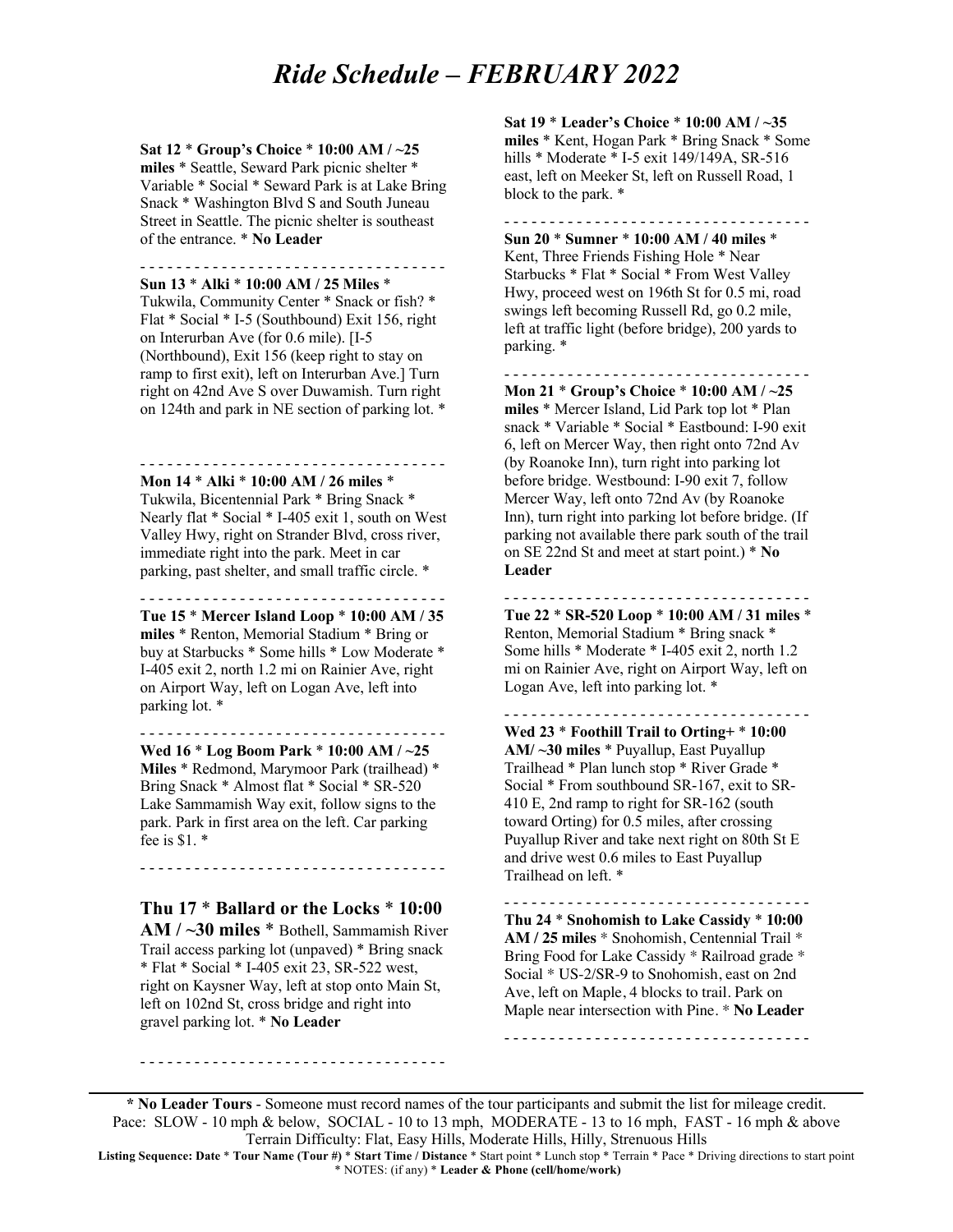# *Ride Schedule – FEBRUARY 2022*

**Sat 12** * **Group's Choice** * **10:00 AM / ~25 miles** * Seattle, Seward Park picnic shelter * Variable * Social * Seward Park is at Lake Bring Snack * Washington Blvd S and South Juneau Street in Seattle. The picnic shelter is southeast of the entrance. * **No Leader**

- - - - - - - - - - - - - - - - - - - - - - - - - - - - - - - - -

**Sun 13** * **Alki** * **10:00 AM / 25 Miles** * Tukwila, Community Center * Snack or fish? * Flat * Social * I-5 (Southbound) Exit 156, right on Interurban Ave (for 0.6 mile). [I-5 (Northbound), Exit 156 (keep right to stay on ramp to first exit), left on Interurban Ave.] Turn right on 42nd Ave S over Duwamish. Turn right on 124th and park in NE section of parking lot. *

- - - - - - - - - - - - - - - - - - - - - - - - - - - - - - - - -

**Mon 14** * **Alki** * **10:00 AM / 26 miles** * Tukwila, Bicentennial Park * Bring Snack * Nearly flat * Social * I-405 exit 1, south on West Valley Hwy, right on Strander Blvd, cross river, immediate right into the park. Meet in car parking, past shelter, and small traffic circle. *

- - - - - - - - - - - - - - - - - - - - - - - - - - - - - - - - -

**Tue 15** * **Mercer Island Loop** * **10:00 AM / 35 miles** * Renton, Memorial Stadium * Bring or buy at Starbucks * Some hills * Low Moderate * I-405 exit 2, north 1.2 mi on Rainier Ave, right on Airport Way, left on Logan Ave, left into parking lot. *

- - - - - - - - - - - - - - - - - - - - - - - - - - - - - - - - -

**Wed 16** * **Log Boom Park** * **10:00 AM / ~25 Miles** * Redmond, Marymoor Park (trailhead) * Bring Snack * Almost flat * Social * SR-520 Lake Sammamish Way exit, follow signs to the park. Park in first area on the left. Car parking fee is $1. *

- - - - - - - - - - - - - - - - - - - - - - - - - - - - - - - - -

**Thu 17** * **Ballard or the Locks** * **10:00 AM / ~30 miles** * Bothell, Sammamish River Trail access parking lot (unpaved) * Bring snack * Flat * Social * I-405 exit 23, SR-522 west, right on Kaysner Way, left at stop onto Main St, left on 102nd St, cross bridge and right into gravel parking lot. * **No Leader**

- - - - - - - - - - - - - - - - - - - - - - - - - - - - - - - - -

**Sat 19** * **Leader's Choice** * **10:00 AM / ~35 miles** * Kent, Hogan Park * Bring Snack * Some hills * Moderate * I-5 exit 149/149A, SR-516 east, left on Meeker St, left on Russell Road, 1 block to the park. *

- - - - - - - - - - - - - - - - - - - - - - - - - - - - - - - - -

**Sun 20** * **Sumner** * **10:00 AM / 40 miles** * Kent, Three Friends Fishing Hole * Near Starbucks * Flat * Social * From West Valley Hwy, proceed west on 196th St for 0.5 mi, road swings left becoming Russell Rd, go 0.2 mile, left at traffic light (before bridge), 200 yards to parking. *

- - - - - - - - - - - - - - - - - - - - - - - - - - - - - - - - -

**Mon 21** * **Group's Choice** * **10:00 AM / ~25 miles** * Mercer Island, Lid Park top lot * Plan snack * Variable * Social * Eastbound: I-90 exit 6, left on Mercer Way, then right onto 72nd Av (by Roanoke Inn), turn right into parking lot before bridge. Westbound: I-90 exit 7, follow Mercer Way, left onto 72nd Av (by Roanoke Inn), turn right into parking lot before bridge. (If parking not available there park south of the trail on SE 22nd St and meet at start point.) * **No Leader**

- - - - - - - - - - - - - - - - - - - - - - - - - - - - - - - - -

**Tue 22** * **SR-520 Loop** * **10:00 AM / 31 miles** * Renton, Memorial Stadium * Bring snack * Some hills * Moderate * I-405 exit 2, north 1.2 mi on Rainier Ave, right on Airport Way, left on Logan Ave, left into parking lot. *

- - - - - - - - - - - - - - - - - - - - - - - - - - - - - - - - -

**Wed 23** * **Foothill Trail to Orting+** * **10:00 AM/ ~30 miles** * Puyallup, East Puyallup Trailhead * Plan lunch stop * River Grade * Social * From southbound SR-167, exit to SR-410 E, 2nd ramp to right for SR-162 (south toward Orting) for 0.5 miles, after crossing Puyallup River and take next right on 80th St E and drive west 0.6 miles to East Puyallup Trailhead on left. *

- - - - - - - - - - - - - - - - - - - - - - - - - - - - - - - - -

**Thu 24** * **Snohomish to Lake Cassidy** * **10:00 AM / 25 miles** * Snohomish, Centennial Trail * Bring Food for Lake Cassidy * Railroad grade * Social * US-2/SR-9 to Snohomish, east on 2nd Ave, left on Maple, 4 blocks to trail. Park on Maple near intersection with Pine. * **No Leader**

- - - - - - - - - - - - - - - - - - - - - - - - - - - - - - - - -

---

**\* No Leader Tours** - Someone must record names of the tour participants and submit the list for mileage credit.
Pace: SLOW - 10 mph & below, SOCIAL - 10 to 13 mph, MODERATE - 13 to 16 mph, FAST - 16 mph & above
Terrain Difficulty: Flat, Easy Hills, Moderate Hills, Hilly, Strenuous Hills
**Listing Sequence: Date** * **Tour Name (Tour #)** * **Start Time / Distance** * Start point * Lunch stop * Terrain * Pace * Driving directions to start point * NOTES: (if any) * **Leader & Phone (cell/home/work)**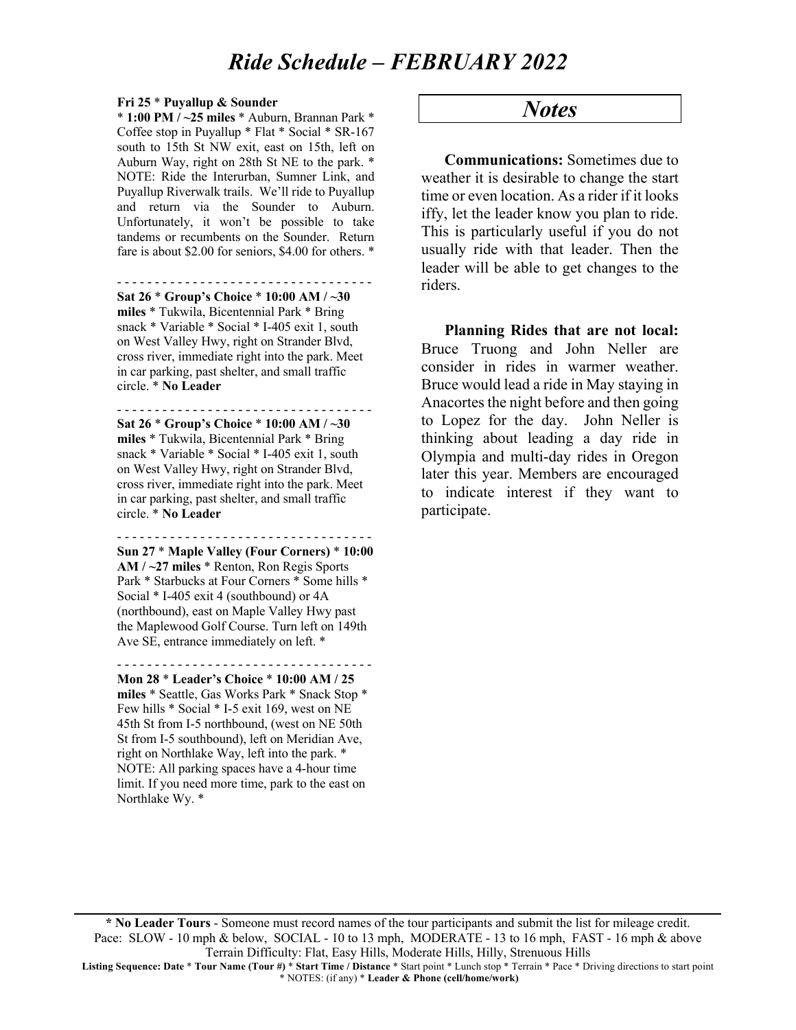// Ride Schedule – FEBRUARY 2022

# *Ride Schedule – FEBRUARY 2022*

**Fri 25** * **Puyallup & Sounder** * **1:00 PM / ~25 miles** * Auburn, Brannan Park * Coffee stop in Puyallup * Flat * Social * SR-167 south to 15th St NW exit, east on 15th, left on Auburn Way, right on 28th St NE to the park. * NOTE: Ride the Interurban, Sumner Link, and Puyallup Riverwalk trails. We'll ride to Puyallup and return via the Sounder to Auburn. Unfortunately, it won't be possible to take tandems or recumbents on the Sounder. Return fare is about $2.00 for seniors, $4.00 for others. *

- - - - - - - - - - - - - - - - - - - - - - - - - - - - - - - - -

**Sat 26** * **Group's Choice** * **10:00 AM / ~30 miles** * Tukwila, Bicentennial Park * Bring snack * Variable * Social * I-405 exit 1, south on West Valley Hwy, right on Strander Blvd, cross river, immediate right into the park. Meet in car parking, past shelter, and small traffic circle. * **No Leader**

- - - - - - - - - - - - - - - - - - - - - - - - - - - - - - - - -

**Sat 26** * **Group's Choice** * **10:00 AM / ~30 miles** * Tukwila, Bicentennial Park * Bring snack * Variable * Social * I-405 exit 1, south on West Valley Hwy, right on Strander Blvd, cross river, immediate right into the park. Meet in car parking, past shelter, and small traffic circle. * **No Leader**

- - - - - - - - - - - - - - - - - - - - - - - - - - - - - - - - -

**Sun 27** * **Maple Valley (Four Corners)** * **10:00 AM / ~27 miles** * Renton, Ron Regis Sports Park * Starbucks at Four Corners * Some hills * Social * I-405 exit 4 (southbound) or 4A (northbound), east on Maple Valley Hwy past the Maplewood Golf Course. Turn left on 149th Ave SE, entrance immediately on left. *

- - - - - - - - - - - - - - - - - - - - - - - - - - - - - - - - -

**Mon 28** * **Leader's Choice** * **10:00 AM / 25 miles** * Seattle, Gas Works Park * Snack Stop * Few hills * Social * I-5 exit 169, west on NE 45th St from I-5 northbound, (west on NE 50th St from I-5 southbound), left on Meridian Ave, right on Northlake Way, left into the park. * NOTE: All parking spaces have a 4-hour time limit. If you need more time, park to the east on Northlake Wy. *

## *Notes*

**Communications:** Sometimes due to weather it is desirable to change the start time or even location. As a rider if it looks iffy, let the leader know you plan to ride. This is particularly useful if you do not usually ride with that leader. Then the leader will be able to get changes to the riders.

**Planning Rides that are not local:** Bruce Truong and John Neller are consider in rides in warmer weather. Bruce would lead a ride in May staying in Anacortes the night before and then going to Lopez for the day. John Neller is thinking about leading a day ride in Olympia and multi-day rides in Oregon later this year. Members are encouraged to indicate interest if they want to participate.

---

**\* No Leader Tours** - Someone must record names of the tour participants and submit the list for mileage credit.
Pace: SLOW - 10 mph & below, SOCIAL - 10 to 13 mph, MODERATE - 13 to 16 mph, FAST - 16 mph & above
Terrain Difficulty: Flat, Easy Hills, Moderate Hills, Hilly, Strenuous Hills
**Listing Sequence: Date** * **Tour Name (Tour #)** * **Start Time / Distance** * Start point * Lunch stop * Terrain * Pace * Driving directions to start point * NOTES: (if any) * **Leader & Phone (cell/home/work)**